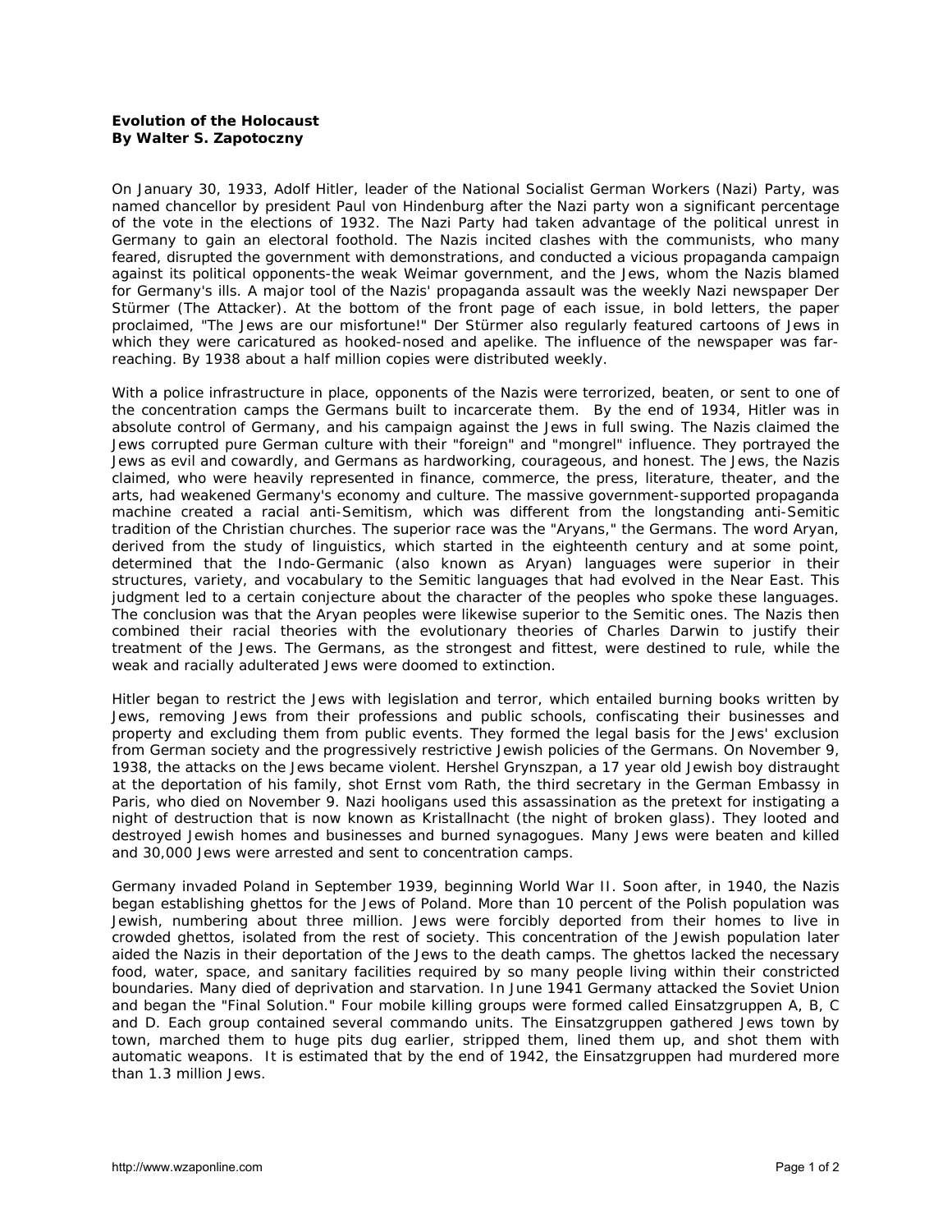**Evolution of the Holocaust**
**By Walter S. Zapotoczny**

On January 30, 1933, Adolf Hitler, leader of the National Socialist German Workers (Nazi) Party, was named chancellor by president Paul von Hindenburg after the Nazi party won a significant percentage of the vote in the elections of 1932. The Nazi Party had taken advantage of the political unrest in Germany to gain an electoral foothold. The Nazis incited clashes with the communists, who many feared, disrupted the government with demonstrations, and conducted a vicious propaganda campaign against its political opponents-the weak Weimar government, and the Jews, whom the Nazis blamed for Germany's ills. A major tool of the Nazis' propaganda assault was the weekly Nazi newspaper Der Stürmer (The Attacker). At the bottom of the front page of each issue, in bold letters, the paper proclaimed, "The Jews are our misfortune!" Der Stürmer also regularly featured cartoons of Jews in which they were caricatured as hooked-nosed and apelike. The influence of the newspaper was far-reaching. By 1938 about a half million copies were distributed weekly.

With a police infrastructure in place, opponents of the Nazis were terrorized, beaten, or sent to one of the concentration camps the Germans built to incarcerate them. By the end of 1934, Hitler was in absolute control of Germany, and his campaign against the Jews in full swing. The Nazis claimed the Jews corrupted pure German culture with their "foreign" and "mongrel" influence. They portrayed the Jews as evil and cowardly, and Germans as hardworking, courageous, and honest. The Jews, the Nazis claimed, who were heavily represented in finance, commerce, the press, literature, theater, and the arts, had weakened Germany's economy and culture. The massive government-supported propaganda machine created a racial anti-Semitism, which was different from the longstanding anti-Semitic tradition of the Christian churches. The superior race was the "Aryans," the Germans. The word Aryan, derived from the study of linguistics, which started in the eighteenth century and at some point, determined that the Indo-Germanic (also known as Aryan) languages were superior in their structures, variety, and vocabulary to the Semitic languages that had evolved in the Near East. This judgment led to a certain conjecture about the character of the peoples who spoke these languages. The conclusion was that the Aryan peoples were likewise superior to the Semitic ones. The Nazis then combined their racial theories with the evolutionary theories of Charles Darwin to justify their treatment of the Jews. The Germans, as the strongest and fittest, were destined to rule, while the weak and racially adulterated Jews were doomed to extinction.

Hitler began to restrict the Jews with legislation and terror, which entailed burning books written by Jews, removing Jews from their professions and public schools, confiscating their businesses and property and excluding them from public events. They formed the legal basis for the Jews' exclusion from German society and the progressively restrictive Jewish policies of the Germans. On November 9, 1938, the attacks on the Jews became violent. Hershel Grynszpan, a 17 year old Jewish boy distraught at the deportation of his family, shot Ernst vom Rath, the third secretary in the German Embassy in Paris, who died on November 9. Nazi hooligans used this assassination as the pretext for instigating a night of destruction that is now known as Kristallnacht (the night of broken glass). They looted and destroyed Jewish homes and businesses and burned synagogues. Many Jews were beaten and killed and 30,000 Jews were arrested and sent to concentration camps.

Germany invaded Poland in September 1939, beginning World War II. Soon after, in 1940, the Nazis began establishing ghettos for the Jews of Poland. More than 10 percent of the Polish population was Jewish, numbering about three million. Jews were forcibly deported from their homes to live in crowded ghettos, isolated from the rest of society. This concentration of the Jewish population later aided the Nazis in their deportation of the Jews to the death camps. The ghettos lacked the necessary food, water, space, and sanitary facilities required by so many people living within their constricted boundaries. Many died of deprivation and starvation. In June 1941 Germany attacked the Soviet Union and began the "Final Solution." Four mobile killing groups were formed called Einsatzgruppen A, B, C and D. Each group contained several commando units. The Einsatzgruppen gathered Jews town by town, marched them to huge pits dug earlier, stripped them, lined them up, and shot them with automatic weapons. It is estimated that by the end of 1942, the Einsatzgruppen had murdered more than 1.3 million Jews.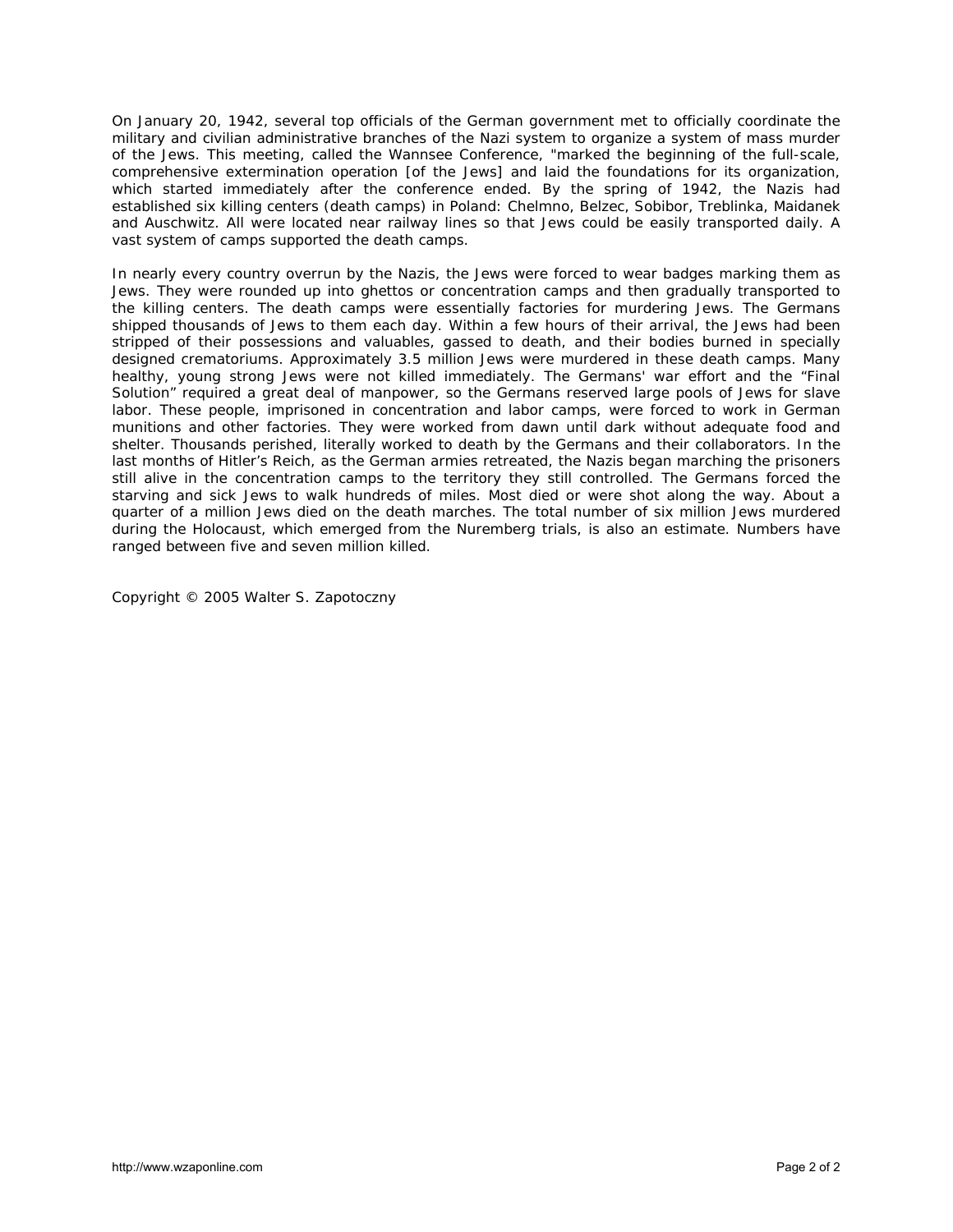On January 20, 1942, several top officials of the German government met to officially coordinate the military and civilian administrative branches of the Nazi system to organize a system of mass murder of the Jews. This meeting, called the Wannsee Conference, "marked the beginning of the full-scale, comprehensive extermination operation [of the Jews] and laid the foundations for its organization, which started immediately after the conference ended. By the spring of 1942, the Nazis had established six killing centers (death camps) in Poland: Chelmno, Belzec, Sobibor, Treblinka, Maidanek and Auschwitz. All were located near railway lines so that Jews could be easily transported daily. A vast system of camps supported the death camps.

In nearly every country overrun by the Nazis, the Jews were forced to wear badges marking them as Jews. They were rounded up into ghettos or concentration camps and then gradually transported to the killing centers. The death camps were essentially factories for murdering Jews. The Germans shipped thousands of Jews to them each day. Within a few hours of their arrival, the Jews had been stripped of their possessions and valuables, gassed to death, and their bodies burned in specially designed crematoriums. Approximately 3.5 million Jews were murdered in these death camps. Many healthy, young strong Jews were not killed immediately. The Germans' war effort and the "Final Solution" required a great deal of manpower, so the Germans reserved large pools of Jews for slave labor. These people, imprisoned in concentration and labor camps, were forced to work in German munitions and other factories. They were worked from dawn until dark without adequate food and shelter. Thousands perished, literally worked to death by the Germans and their collaborators. In the last months of Hitler's Reich, as the German armies retreated, the Nazis began marching the prisoners still alive in the concentration camps to the territory they still controlled. The Germans forced the starving and sick Jews to walk hundreds of miles. Most died or were shot along the way. About a quarter of a million Jews died on the death marches. The total number of six million Jews murdered during the Holocaust, which emerged from the Nuremberg trials, is also an estimate. Numbers have ranged between five and seven million killed.

Copyright © 2005 Walter S. Zapotoczny

http://www.wzaponline.com